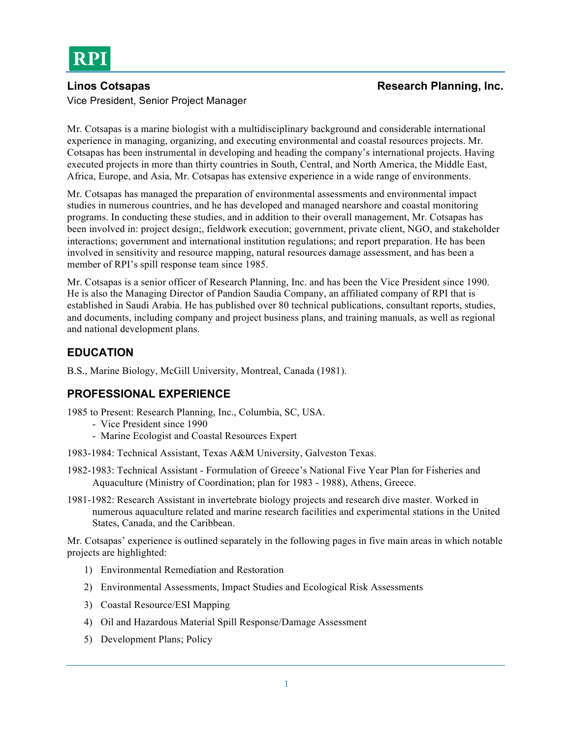RPI

**Linos Cotsapas** **Research Planning, Inc.**

Vice President, Senior Project Manager

Mr. Cotsapas is a marine biologist with a multidisciplinary background and considerable international experience in managing, organizing, and executing environmental and coastal resources projects. Mr. Cotsapas has been instrumental in developing and heading the company's international projects. Having executed projects in more than thirty countries in South, Central, and North America, the Middle East, Africa, Europe, and Asia, Mr. Cotsapas has extensive experience in a wide range of environments.

Mr. Cotsapas has managed the preparation of environmental assessments and environmental impact studies in numerous countries, and he has developed and managed nearshore and coastal monitoring programs. In conducting these studies, and in addition to their overall management, Mr. Cotsapas has been involved in: project design;, fieldwork execution; government, private client, NGO, and stakeholder interactions; government and international institution regulations; and report preparation. He has been involved in sensitivity and resource mapping, natural resources damage assessment, and has been a member of RPI's spill response team since 1985.

Mr. Cotsapas is a senior officer of Research Planning, Inc. and has been the Vice President since 1990. He is also the Managing Director of Pandion Saudia Company, an affiliated company of RPI that is established in Saudi Arabia. He has published over 80 technical publications, consultant reports, studies, and documents, including company and project business plans, and training manuals, as well as regional and national development plans.

## EDUCATION

B.S., Marine Biology, McGill University, Montreal, Canada (1981).

## PROFESSIONAL EXPERIENCE

1985 to Present: Research Planning, Inc., Columbia, SC, USA.
- Vice President since 1990
- Marine Ecologist and Coastal Resources Expert

1983-1984: Technical Assistant, Texas A&M University, Galveston Texas.

1982-1983: Technical Assistant - Formulation of Greece's National Five Year Plan for Fisheries and Aquaculture (Ministry of Coordination; plan for 1983 - 1988), Athens, Greece.

1981-1982: Research Assistant in invertebrate biology projects and research dive master. Worked in numerous aquaculture related and marine research facilities and experimental stations in the United States, Canada, and the Caribbean.

Mr. Cotsapas' experience is outlined separately in the following pages in five main areas in which notable projects are highlighted:

1) Environmental Remediation and Restoration
2) Environmental Assessments, Impact Studies and Ecological Risk Assessments
3) Coastal Resource/ESI Mapping
4) Oil and Hazardous Material Spill Response/Damage Assessment
5) Development Plans; Policy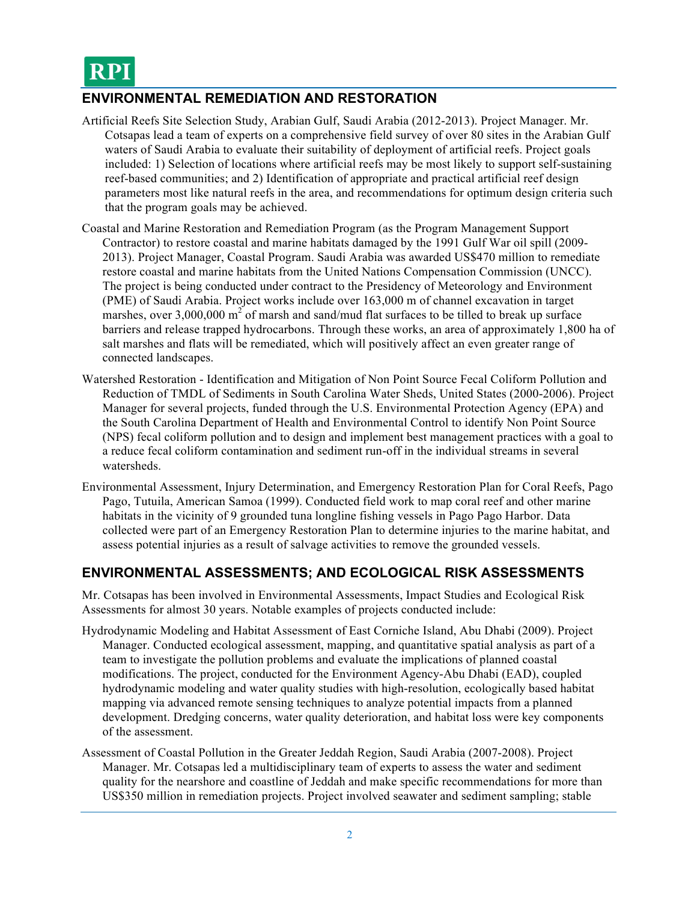## ENVIRONMENTAL REMEDIATION AND RESTORATION

Artificial Reefs Site Selection Study, Arabian Gulf, Saudi Arabia (2012-2013). Project Manager. Mr. Cotsapas lead a team of experts on a comprehensive field survey of over 80 sites in the Arabian Gulf waters of Saudi Arabia to evaluate their suitability of deployment of artificial reefs. Project goals included: 1) Selection of locations where artificial reefs may be most likely to support self-sustaining reef-based communities; and 2) Identification of appropriate and practical artificial reef design parameters most like natural reefs in the area, and recommendations for optimum design criteria such that the program goals may be achieved.

Coastal and Marine Restoration and Remediation Program (as the Program Management Support Contractor) to restore coastal and marine habitats damaged by the 1991 Gulf War oil spill (2009-2013). Project Manager, Coastal Program. Saudi Arabia was awarded US$470 million to remediate restore coastal and marine habitats from the United Nations Compensation Commission (UNCC). The project is being conducted under contract to the Presidency of Meteorology and Environment (PME) of Saudi Arabia. Project works include over 163,000 m of channel excavation in target marshes, over 3,000,000 $m^2$ of marsh and sand/mud flat surfaces to be tilled to break up surface barriers and release trapped hydrocarbons. Through these works, an area of approximately 1,800 ha of salt marshes and flats will be remediated, which will positively affect an even greater range of connected landscapes.

Watershed Restoration - Identification and Mitigation of Non Point Source Fecal Coliform Pollution and Reduction of TMDL of Sediments in South Carolina Water Sheds, United States (2000-2006). Project Manager for several projects, funded through the U.S. Environmental Protection Agency (EPA) and the South Carolina Department of Health and Environmental Control to identify Non Point Source (NPS) fecal coliform pollution and to design and implement best management practices with a goal to a reduce fecal coliform contamination and sediment run-off in the individual streams in several watersheds.

Environmental Assessment, Injury Determination, and Emergency Restoration Plan for Coral Reefs, Pago Pago, Tutuila, American Samoa (1999). Conducted field work to map coral reef and other marine habitats in the vicinity of 9 grounded tuna longline fishing vessels in Pago Pago Harbor. Data collected were part of an Emergency Restoration Plan to determine injuries to the marine habitat, and assess potential injuries as a result of salvage activities to remove the grounded vessels.

## ENVIRONMENTAL ASSESSMENTS; AND ECOLOGICAL RISK ASSESSMENTS

Mr. Cotsapas has been involved in Environmental Assessments, Impact Studies and Ecological Risk Assessments for almost 30 years. Notable examples of projects conducted include:

Hydrodynamic Modeling and Habitat Assessment of East Corniche Island, Abu Dhabi (2009). Project Manager. Conducted ecological assessment, mapping, and quantitative spatial analysis as part of a team to investigate the pollution problems and evaluate the implications of planned coastal modifications. The project, conducted for the Environment Agency-Abu Dhabi (EAD), coupled hydrodynamic modeling and water quality studies with high-resolution, ecologically based habitat mapping via advanced remote sensing techniques to analyze potential impacts from a planned development. Dredging concerns, water quality deterioration, and habitat loss were key components of the assessment.

Assessment of Coastal Pollution in the Greater Jeddah Region, Saudi Arabia (2007-2008). Project Manager. Mr. Cotsapas led a multidisciplinary team of experts to assess the water and sediment quality for the nearshore and coastline of Jeddah and make specific recommendations for more than US$350 million in remediation projects. Project involved seawater and sediment sampling; stable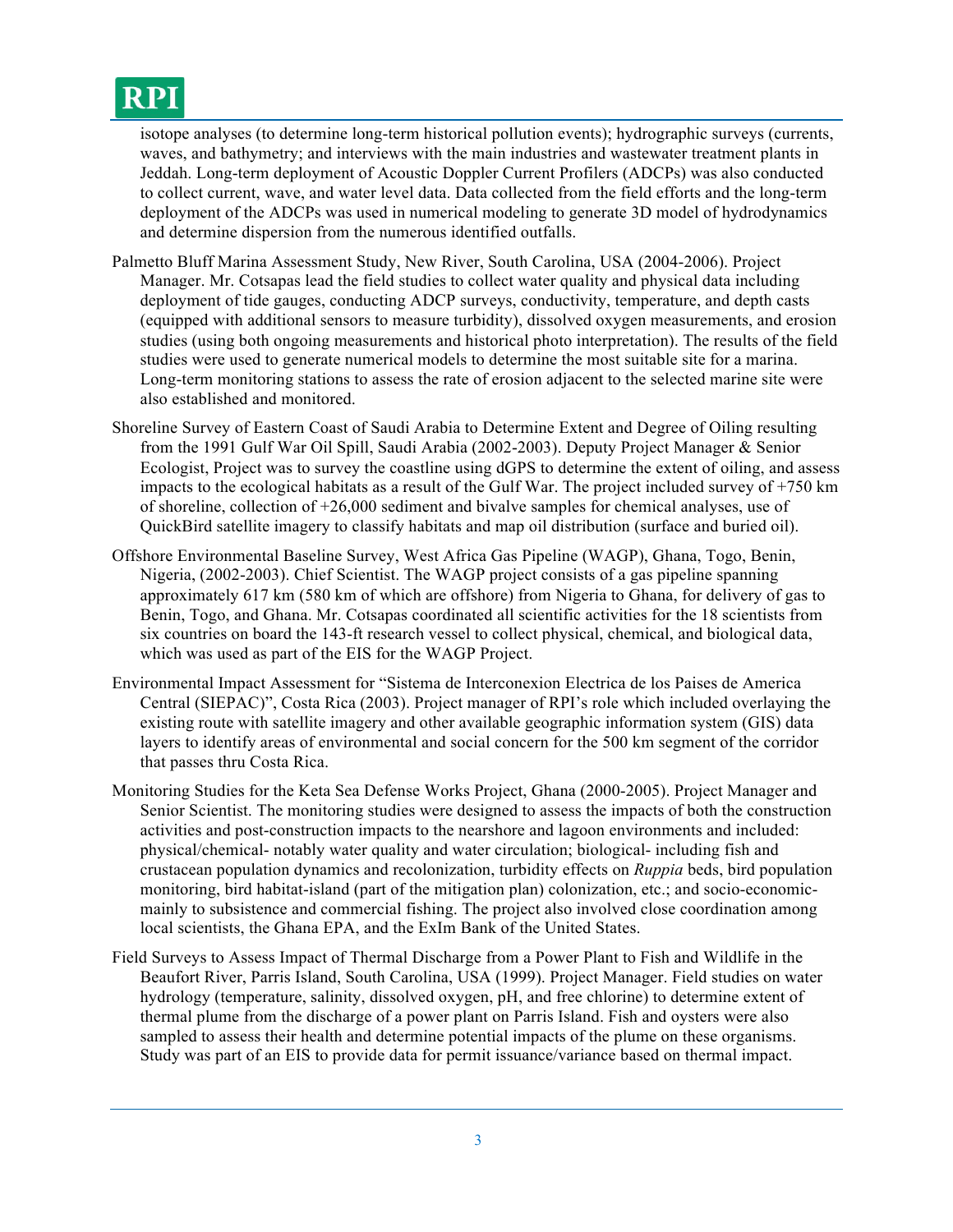isotope analyses (to determine long-term historical pollution events); hydrographic surveys (currents, waves, and bathymetry; and interviews with the main industries and wastewater treatment plants in Jeddah. Long-term deployment of Acoustic Doppler Current Profilers (ADCPs) was also conducted to collect current, wave, and water level data. Data collected from the field efforts and the long-term deployment of the ADCPs was used in numerical modeling to generate 3D model of hydrodynamics and determine dispersion from the numerous identified outfalls.

Palmetto Bluff Marina Assessment Study, New River, South Carolina, USA (2004-2006). Project Manager. Mr. Cotsapas lead the field studies to collect water quality and physical data including deployment of tide gauges, conducting ADCP surveys, conductivity, temperature, and depth casts (equipped with additional sensors to measure turbidity), dissolved oxygen measurements, and erosion studies (using both ongoing measurements and historical photo interpretation). The results of the field studies were used to generate numerical models to determine the most suitable site for a marina. Long-term monitoring stations to assess the rate of erosion adjacent to the selected marine site were also established and monitored.

Shoreline Survey of Eastern Coast of Saudi Arabia to Determine Extent and Degree of Oiling resulting from the 1991 Gulf War Oil Spill, Saudi Arabia (2002-2003). Deputy Project Manager & Senior Ecologist, Project was to survey the coastline using dGPS to determine the extent of oiling, and assess impacts to the ecological habitats as a result of the Gulf War. The project included survey of +750 km of shoreline, collection of +26,000 sediment and bivalve samples for chemical analyses, use of QuickBird satellite imagery to classify habitats and map oil distribution (surface and buried oil).

Offshore Environmental Baseline Survey, West Africa Gas Pipeline (WAGP), Ghana, Togo, Benin, Nigeria, (2002-2003). Chief Scientist. The WAGP project consists of a gas pipeline spanning approximately 617 km (580 km of which are offshore) from Nigeria to Ghana, for delivery of gas to Benin, Togo, and Ghana. Mr. Cotsapas coordinated all scientific activities for the 18 scientists from six countries on board the 143-ft research vessel to collect physical, chemical, and biological data, which was used as part of the EIS for the WAGP Project.

Environmental Impact Assessment for "Sistema de Interconexion Electrica de los Paises de America Central (SIEPAC)", Costa Rica (2003). Project manager of RPI's role which included overlaying the existing route with satellite imagery and other available geographic information system (GIS) data layers to identify areas of environmental and social concern for the 500 km segment of the corridor that passes thru Costa Rica.

Monitoring Studies for the Keta Sea Defense Works Project, Ghana (2000-2005). Project Manager and Senior Scientist. The monitoring studies were designed to assess the impacts of both the construction activities and post-construction impacts to the nearshore and lagoon environments and included: physical/chemical- notably water quality and water circulation; biological- including fish and crustacean population dynamics and recolonization, turbidity effects on *Ruppia* beds, bird population monitoring, bird habitat-island (part of the mitigation plan) colonization, etc.; and socio-economic- mainly to subsistence and commercial fishing. The project also involved close coordination among local scientists, the Ghana EPA, and the ExIm Bank of the United States.

Field Surveys to Assess Impact of Thermal Discharge from a Power Plant to Fish and Wildlife in the Beaufort River, Parris Island, South Carolina, USA (1999). Project Manager. Field studies on water hydrology (temperature, salinity, dissolved oxygen, pH, and free chlorine) to determine extent of thermal plume from the discharge of a power plant on Parris Island. Fish and oysters were also sampled to assess their health and determine potential impacts of the plume on these organisms. Study was part of an EIS to provide data for permit issuance/variance based on thermal impact.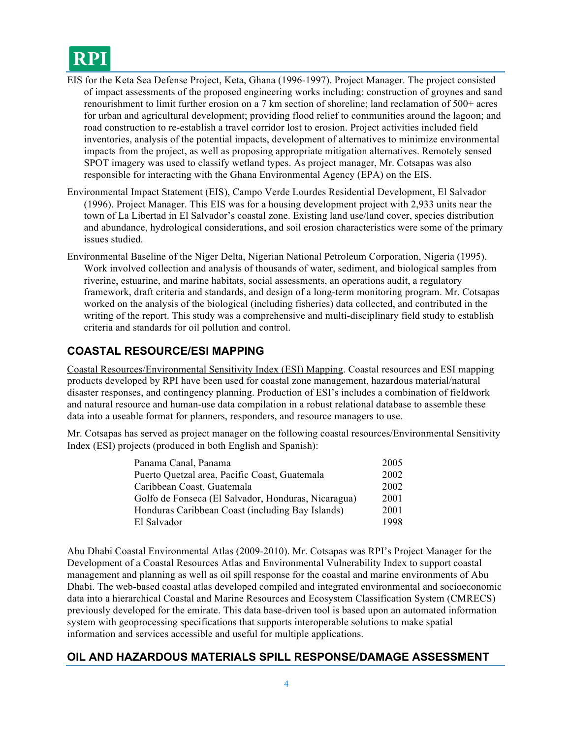EIS for the Keta Sea Defense Project, Keta, Ghana (1996-1997). Project Manager. The project consisted of impact assessments of the proposed engineering works including: construction of groynes and sand renourishment to limit further erosion on a 7 km section of shoreline; land reclamation of 500+ acres for urban and agricultural development; providing flood relief to communities around the lagoon; and road construction to re-establish a travel corridor lost to erosion. Project activities included field inventories, analysis of the potential impacts, development of alternatives to minimize environmental impacts from the project, as well as proposing appropriate mitigation alternatives. Remotely sensed SPOT imagery was used to classify wetland types. As project manager, Mr. Cotsapas was also responsible for interacting with the Ghana Environmental Agency (EPA) on the EIS.

Environmental Impact Statement (EIS), Campo Verde Lourdes Residential Development, El Salvador (1996). Project Manager. This EIS was for a housing development project with 2,933 units near the town of La Libertad in El Salvador's coastal zone. Existing land use/land cover, species distribution and abundance, hydrological considerations, and soil erosion characteristics were some of the primary issues studied.

Environmental Baseline of the Niger Delta, Nigerian National Petroleum Corporation, Nigeria (1995). Work involved collection and analysis of thousands of water, sediment, and biological samples from riverine, estuarine, and marine habitats, social assessments, an operations audit, a regulatory framework, draft criteria and standards, and design of a long-term monitoring program. Mr. Cotsapas worked on the analysis of the biological (including fisheries) data collected, and contributed in the writing of the report. This study was a comprehensive and multi-disciplinary field study to establish criteria and standards for oil pollution and control.

## COASTAL RESOURCE/ESI MAPPING

<u>Coastal Resources/Environmental Sensitivity Index (ESI) Mapping</u>. Coastal resources and ESI mapping products developed by RPI have been used for coastal zone management, hazardous material/natural disaster responses, and contingency planning. Production of ESI's includes a combination of fieldwork and natural resource and human-use data compilation in a robust relational database to assemble these data into a useable format for planners, responders, and resource managers to use.

Mr. Cotsapas has served as project manager on the following coastal resources/Environmental Sensitivity Index (ESI) projects (produced in both English and Spanish):

| | |
|---|---|
| Panama Canal, Panama | 2005 |
| Puerto Quetzal area, Pacific Coast, Guatemala | 2002 |
| Caribbean Coast, Guatemala | 2002 |
| Golfo de Fonseca (El Salvador, Honduras, Nicaragua) | 2001 |
| Honduras Caribbean Coast (including Bay Islands) | 2001 |
| El Salvador | 1998 |

<u>Abu Dhabi Coastal Environmental Atlas (2009-2010)</u>. Mr. Cotsapas was RPI's Project Manager for the Development of a Coastal Resources Atlas and Environmental Vulnerability Index to support coastal management and planning as well as oil spill response for the coastal and marine environments of Abu Dhabi. The web-based coastal atlas developed compiled and integrated environmental and socioeconomic data into a hierarchical Coastal and Marine Resources and Ecosystem Classification System (CMRECS) previously developed for the emirate. This data base-driven tool is based upon an automated information system with geoprocessing specifications that supports interoperable solutions to make spatial information and services accessible and useful for multiple applications.

## OIL AND HAZARDOUS MATERIALS SPILL RESPONSE/DAMAGE ASSESSMENT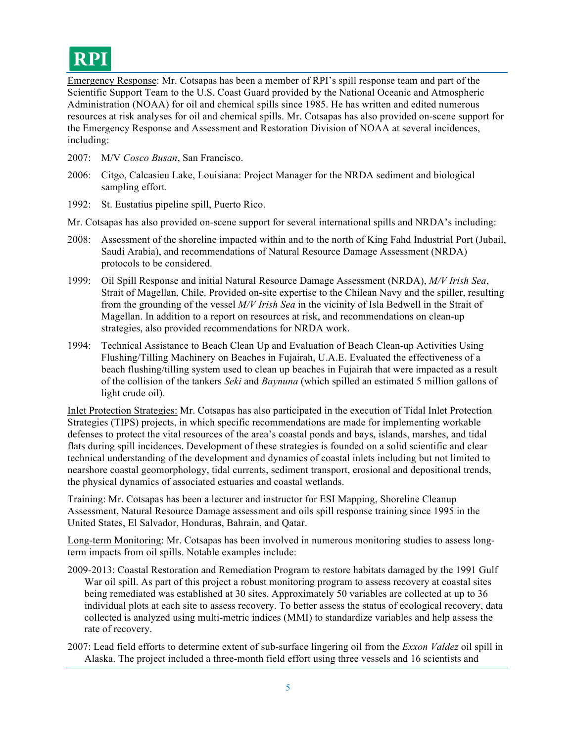Emergency Response: Mr. Cotsapas has been a member of RPI's spill response team and part of the Scientific Support Team to the U.S. Coast Guard provided by the National Oceanic and Atmospheric Administration (NOAA) for oil and chemical spills since 1985. He has written and edited numerous resources at risk analyses for oil and chemical spills. Mr. Cotsapas has also provided on-scene support for the Emergency Response and Assessment and Restoration Division of NOAA at several incidences, including:

2007: M/V *Cosco Busan*, San Francisco.

2006: Citgo, Calcasieu Lake, Louisiana: Project Manager for the NRDA sediment and biological sampling effort.

1992: St. Eustatius pipeline spill, Puerto Rico.

Mr. Cotsapas has also provided on-scene support for several international spills and NRDA's including:

2008: Assessment of the shoreline impacted within and to the north of King Fahd Industrial Port (Jubail, Saudi Arabia), and recommendations of Natural Resource Damage Assessment (NRDA) protocols to be considered.

1999: Oil Spill Response and initial Natural Resource Damage Assessment (NRDA), *M/V Irish Sea*, Strait of Magellan, Chile. Provided on-site expertise to the Chilean Navy and the spiller, resulting from the grounding of the vessel *M/V Irish Sea* in the vicinity of Isla Bedwell in the Strait of Magellan. In addition to a report on resources at risk, and recommendations on clean-up strategies, also provided recommendations for NRDA work.

1994: Technical Assistance to Beach Clean Up and Evaluation of Beach Clean-up Activities Using Flushing/Tilling Machinery on Beaches in Fujairah, U.A.E. Evaluated the effectiveness of a beach flushing/tilling system used to clean up beaches in Fujairah that were impacted as a result of the collision of the tankers *Seki* and *Baynuna* (which spilled an estimated 5 million gallons of light crude oil).

Inlet Protection Strategies: Mr. Cotsapas has also participated in the execution of Tidal Inlet Protection Strategies (TIPS) projects, in which specific recommendations are made for implementing workable defenses to protect the vital resources of the area's coastal ponds and bays, islands, marshes, and tidal flats during spill incidences. Development of these strategies is founded on a solid scientific and clear technical understanding of the development and dynamics of coastal inlets including but not limited to nearshore coastal geomorphology, tidal currents, sediment transport, erosional and depositional trends, the physical dynamics of associated estuaries and coastal wetlands.

Training: Mr. Cotsapas has been a lecturer and instructor for ESI Mapping, Shoreline Cleanup Assessment, Natural Resource Damage assessment and oils spill response training since 1995 in the United States, El Salvador, Honduras, Bahrain, and Qatar.

Long-term Monitoring: Mr. Cotsapas has been involved in numerous monitoring studies to assess long-term impacts from oil spills. Notable examples include:

2009-2013: Coastal Restoration and Remediation Program to restore habitats damaged by the 1991 Gulf War oil spill. As part of this project a robust monitoring program to assess recovery at coastal sites being remediated was established at 30 sites. Approximately 50 variables are collected at up to 36 individual plots at each site to assess recovery. To better assess the status of ecological recovery, data collected is analyzed using multi-metric indices (MMI) to standardize variables and help assess the rate of recovery.

2007: Lead field efforts to determine extent of sub-surface lingering oil from the *Exxon Valdez* oil spill in Alaska. The project included a three-month field effort using three vessels and 16 scientists and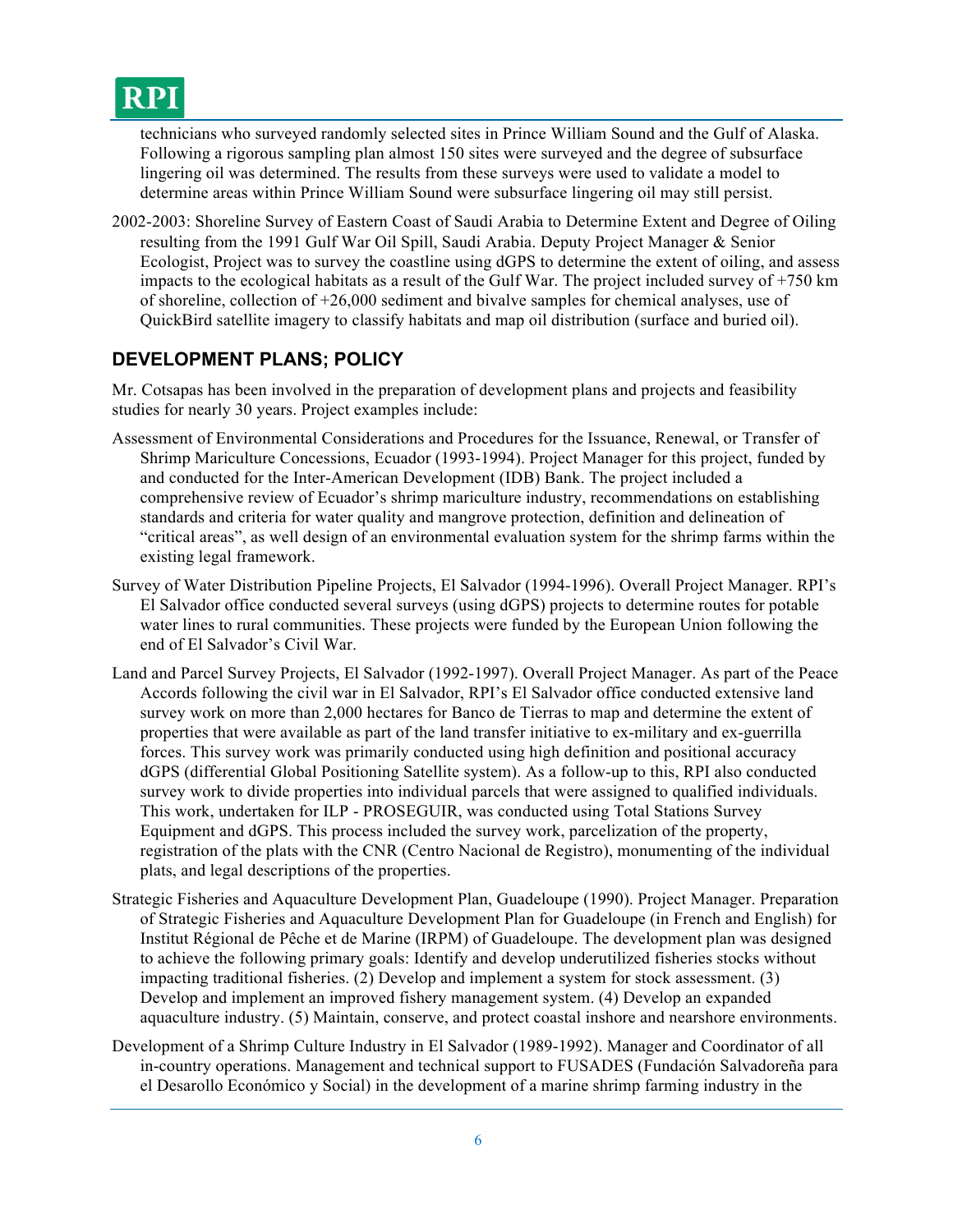technicians who surveyed randomly selected sites in Prince William Sound and the Gulf of Alaska. Following a rigorous sampling plan almost 150 sites were surveyed and the degree of subsurface lingering oil was determined. The results from these surveys were used to validate a model to determine areas within Prince William Sound were subsurface lingering oil may still persist.

2002-2003: Shoreline Survey of Eastern Coast of Saudi Arabia to Determine Extent and Degree of Oiling resulting from the 1991 Gulf War Oil Spill, Saudi Arabia. Deputy Project Manager & Senior Ecologist, Project was to survey the coastline using dGPS to determine the extent of oiling, and assess impacts to the ecological habitats as a result of the Gulf War. The project included survey of +750 km of shoreline, collection of +26,000 sediment and bivalve samples for chemical analyses, use of QuickBird satellite imagery to classify habitats and map oil distribution (surface and buried oil).

## DEVELOPMENT PLANS; POLICY

Mr. Cotsapas has been involved in the preparation of development plans and projects and feasibility studies for nearly 30 years. Project examples include:

Assessment of Environmental Considerations and Procedures for the Issuance, Renewal, or Transfer of Shrimp Mariculture Concessions, Ecuador (1993-1994). Project Manager for this project, funded by and conducted for the Inter-American Development (IDB) Bank. The project included a comprehensive review of Ecuador's shrimp mariculture industry, recommendations on establishing standards and criteria for water quality and mangrove protection, definition and delineation of "critical areas", as well design of an environmental evaluation system for the shrimp farms within the existing legal framework.

Survey of Water Distribution Pipeline Projects, El Salvador (1994-1996). Overall Project Manager. RPI's El Salvador office conducted several surveys (using dGPS) projects to determine routes for potable water lines to rural communities. These projects were funded by the European Union following the end of El Salvador's Civil War.

Land and Parcel Survey Projects, El Salvador (1992-1997). Overall Project Manager. As part of the Peace Accords following the civil war in El Salvador, RPI's El Salvador office conducted extensive land survey work on more than 2,000 hectares for Banco de Tierras to map and determine the extent of properties that were available as part of the land transfer initiative to ex-military and ex-guerrilla forces. This survey work was primarily conducted using high definition and positional accuracy dGPS (differential Global Positioning Satellite system). As a follow-up to this, RPI also conducted survey work to divide properties into individual parcels that were assigned to qualified individuals. This work, undertaken for ILP - PROSEGUIR, was conducted using Total Stations Survey Equipment and dGPS. This process included the survey work, parcelization of the property, registration of the plats with the CNR (Centro Nacional de Registro), monumenting of the individual plats, and legal descriptions of the properties.

Strategic Fisheries and Aquaculture Development Plan, Guadeloupe (1990). Project Manager. Preparation of Strategic Fisheries and Aquaculture Development Plan for Guadeloupe (in French and English) for Institut Régional de Pêche et de Marine (IRPM) of Guadeloupe. The development plan was designed to achieve the following primary goals: Identify and develop underutilized fisheries stocks without impacting traditional fisheries. (2) Develop and implement a system for stock assessment. (3) Develop and implement an improved fishery management system. (4) Develop an expanded aquaculture industry. (5) Maintain, conserve, and protect coastal inshore and nearshore environments.

Development of a Shrimp Culture Industry in El Salvador (1989-1992). Manager and Coordinator of all in-country operations. Management and technical support to FUSADES (Fundación Salvadoreña para el Desarollo Económico y Social) in the development of a marine shrimp farming industry in the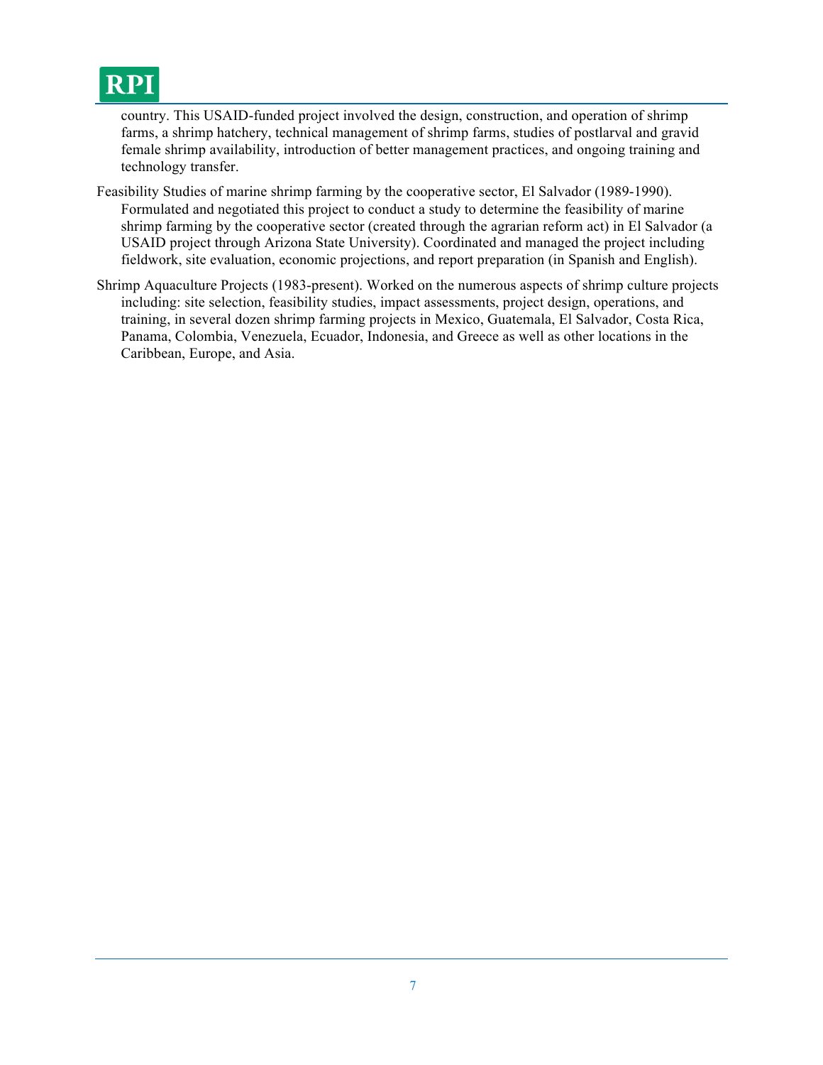country. This USAID-funded project involved the design, construction, and operation of shrimp farms, a shrimp hatchery, technical management of shrimp farms, studies of postlarval and gravid female shrimp availability, introduction of better management practices, and ongoing training and technology transfer.

Feasibility Studies of marine shrimp farming by the cooperative sector, El Salvador (1989-1990). Formulated and negotiated this project to conduct a study to determine the feasibility of marine shrimp farming by the cooperative sector (created through the agrarian reform act) in El Salvador (a USAID project through Arizona State University). Coordinated and managed the project including fieldwork, site evaluation, economic projections, and report preparation (in Spanish and English).

Shrimp Aquaculture Projects (1983-present). Worked on the numerous aspects of shrimp culture projects including: site selection, feasibility studies, impact assessments, project design, operations, and training, in several dozen shrimp farming projects in Mexico, Guatemala, El Salvador, Costa Rica, Panama, Colombia, Venezuela, Ecuador, Indonesia, and Greece as well as other locations in the Caribbean, Europe, and Asia.